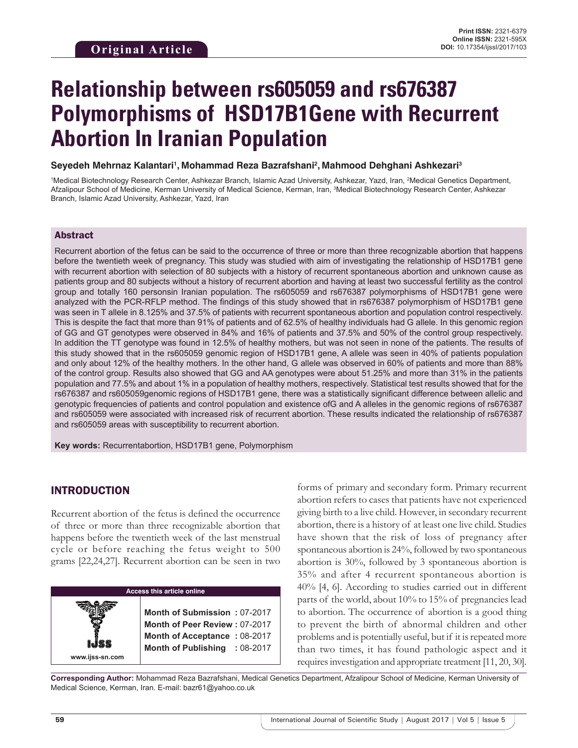**Original Article**

Print ISSN: 2321-6379
Online ISSN: 2321-595X
DOI: 10.17354/ijssl/2017/103

# Relationship between rs605059 and rs676387 Polymorphisms of HSD17B1Gene with Recurrent Abortion In Iranian Population

**Seyedeh Mehrnaz Kalantari[1], Mohammad Reza Bazrafshani[2], Mahmood Dehghani Ashkezari[3]**

[1]Medical Biotechnology Research Center, Ashkezar Branch, Islamic Azad University, Ashkezar, Yazd, Iran, [2]Medical Genetics Department, Afzalipour School of Medicine, Kerman University of Medical Science, Kerman, Iran, [3]Medical Biotechnology Research Center, Ashkezar Branch, Islamic Azad University, Ashkezar, Yazd, Iran

## Abstract

Recurrent abortion of the fetus can be said to the occurrence of three or more than three recognizable abortion that happens before the twentieth week of pregnancy. This study was studied with aim of investigating the relationship of HSD17B1 gene with recurrent abortion with selection of 80 subjects with a history of recurrent spontaneous abortion and unknown cause as patients group and 80 subjects without a history of recurrent abortion and having at least two successful fertility as the control group and totally 160 personsin Iranian population. The rs605059 and rs676387 polymorphisms of HSD17B1 gene were analyzed with the PCR-RFLP method. The findings of this study showed that in rs676387 polymorphism of HSD17B1 gene was seen in T allele in 8.125% and 37.5% of patients with recurrent spontaneous abortion and population control respectively. This is despite the fact that more than 91% of patients and of 62.5% of healthy individuals had G allele. In this genomic region of GG and GT genotypes were observed in 84% and 16% of patients and 37.5% and 50% of the control group respectively. In addition the TT genotype was found in 12.5% of healthy mothers, but was not seen in none of the patients. The results of this study showed that in the rs605059 genomic region of HSD17B1 gene, A allele was seen in 40% of patients population and only about 12% of the healthy mothers. In the other hand, G allele was observed in 60% of patients and more than 88% of the control group. Results also showed that GG and AA genotypes were about 51.25% and more than 31% in the patients population and 77.5% and about 1% in a population of healthy mothers, respectively. Statistical test results showed that for the rs676387 and rs605059genomic regions of HSD17B1 gene, there was a statistically significant difference between allelic and genotypic frequencies of patients and control population and existence ofG and A alleles in the genomic regions of rs676387 and rs605059 were associated with increased risk of recurrent abortion. These results indicated the relationship of rs676387 and rs605059 areas with susceptibility to recurrent abortion.

**Key words:** Recurrentabortion, HSD17B1 gene, Polymorphism

## INTRODUCTION

Recurrent abortion of the fetus is defined the occurrence of three or more than three recognizable abortion that happens before the twentieth week of the last menstrual cycle or before reaching the fetus weight to 500 grams [22,24,27]. Recurrent abortion can be seen in two forms of primary and secondary form. Primary recurrent abortion refers to cases that patients have not experienced giving birth to a live child. However, in secondary recurrent abortion, there is a history of at least one live child. Studies have shown that the risk of loss of pregnancy after spontaneous abortion is 24%, followed by two spontaneous abortion is 30%, followed by 3 spontaneous abortion is 35% and after 4 recurrent spontaneous abortion is 40% [4, 6]. According to studies carried out in different parts of the world, about 10% to 15% of pregnancies lead to abortion. The occurrence of abortion is a good thing to prevent the birth of abnormal children and other problems and is potentially useful, but if it is repeated more than two times, it has found pathologic aspect and it requires investigation and appropriate treatment [11, 20, 30].

| Access this article online | |
|---|---|
| www.ijss-sn.com | **Month of Submission :** 07-2017<br>**Month of Peer Review :** 07-2017<br>**Month of Acceptance :** 08-2017<br>**Month of Publishing :** 08-2017 |

**Corresponding Author:** Mohammad Reza Bazrafshani, Medical Genetics Department, Afzalipour School of Medicine, Kerman University of Medical Science, Kerman, Iran. E-mail: bazr61@yahoo.co.uk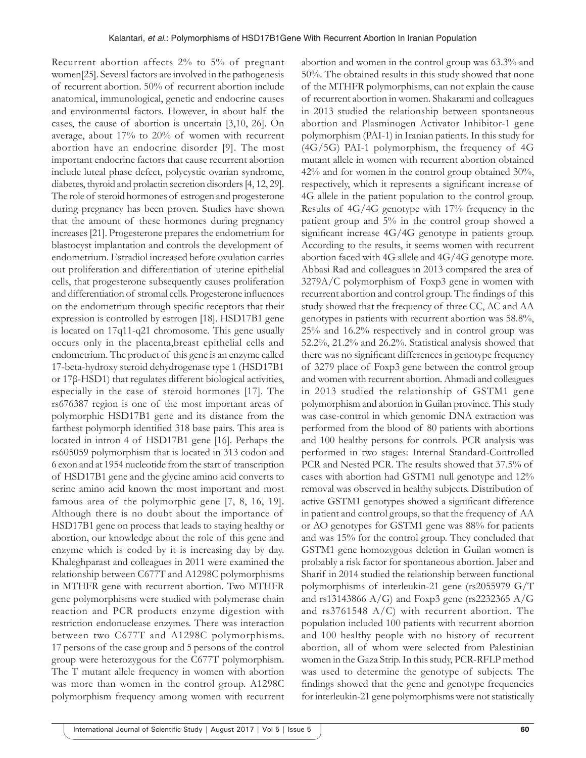Recurrent abortion affects 2% to 5% of pregnant women[25]. Several factors are involved in the pathogenesis of recurrent abortion. 50% of recurrent abortion include anatomical, immunological, genetic and endocrine causes and environmental factors. However, in about half the cases, the cause of abortion is uncertain [3,10, 26]. On average, about 17% to 20% of women with recurrent abortion have an endocrine disorder [9]. The most important endocrine factors that cause recurrent abortion include luteal phase defect, polycystic ovarian syndrome, diabetes, thyroid and prolactin secretion disorders [4, 12, 29]. The role of steroid hormones of estrogen and progesterone during pregnancy has been proven. Studies have shown that the amount of these hormones during pregnancy increases [21]. Progesterone prepares the endometrium for blastocyst implantation and controls the development of endometrium. Estradiol increased before ovulation carries out proliferation and differentiation of uterine epithelial cells, that progesterone subsequently causes proliferation and differentiation of stromal cells. Progesterone influences on the endometrium through specific receptors that their expression is controlled by estrogen [18]. HSD17B1 gene is located on 17q11-q21 chromosome. This gene usually occurs only in the placenta,breast epithelial cells and endometrium. The product of this gene is an enzyme called 17-beta-hydroxy steroid dehydrogenase type 1 (HSD17B1 or 17β-HSD1) that regulates different biological activities, especially in the case of steroid hormones [17]. The rs676387 region is one of the most important areas of polymorphic HSD17B1 gene and its distance from the farthest polymorph identified 318 base pairs. This area is located in intron 4 of HSD17B1 gene [16]. Perhaps the rs605059 polymorphism that is located in 313 codon and 6 exon and at 1954 nucleotide from the start of transcription of HSD17B1 gene and the glycine amino acid converts to serine amino acid known the most important and most famous area of the polymorphic gene [7, 8, 16, 19]. Although there is no doubt about the importance of HSD17B1 gene on process that leads to staying healthy or abortion, our knowledge about the role of this gene and enzyme which is coded by it is increasing day by day. Khaleghparast and colleagues in 2011 were examined the relationship between C677T and A1298C polymorphisms in MTHFR gene with recurrent abortion. Two MTHFR gene polymorphisms were studied with polymerase chain reaction and PCR products enzyme digestion with restriction endonuclease enzymes. There was interaction between two C677T and A1298C polymorphisms. 17 persons of the case group and 5 persons of the control group were heterozygous for the C677T polymorphism. The T mutant allele frequency in women with abortion was more than women in the control group. A1298C polymorphism frequency among women with recurrent abortion and women in the control group was 63.3% and 50%. The obtained results in this study showed that none of the MTHFR polymorphisms, can not explain the cause of recurrent abortion in women. Shakarami and colleagues in 2013 studied the relationship between spontaneous abortion and Plasminogen Activator Inhibitor-1 gene polymorphism (PAI-1) in Iranian patients. In this study for (4G/5G) PAI-1 polymorphism, the frequency of 4G mutant allele in women with recurrent abortion obtained 42% and for women in the control group obtained 30%, respectively, which it represents a significant increase of 4G allele in the patient population to the control group. Results of 4G/4G genotype with 17% frequency in the patient group and 5% in the control group showed a significant increase 4G/4G genotype in patients group. According to the results, it seems women with recurrent abortion faced with 4G allele and 4G/4G genotype more. Abbasi Rad and colleagues in 2013 compared the area of 3279A/C polymorphism of Foxp3 gene in women with recurrent abortion and control group. The findings of this study showed that the frequency of three CC, AC and AA genotypes in patients with recurrent abortion was 58.8%, 25% and 16.2% respectively and in control group was 52.2%, 21.2% and 26.2%. Statistical analysis showed that there was no significant differences in genotype frequency of 3279 place of Foxp3 gene between the control group and women with recurrent abortion. Ahmadi and colleagues in 2013 studied the relationship of GSTM1 gene polymorphism and abortion in Guilan province. This study was case-control in which genomic DNA extraction was performed from the blood of 80 patients with abortions and 100 healthy persons for controls. PCR analysis was performed in two stages: Internal Standard-Controlled PCR and Nested PCR. The results showed that 37.5% of cases with abortion had GSTM1 null genotype and 12% removal was observed in healthy subjects. Distribution of active GSTM1 genotypes showed a significant difference in patient and control groups, so that the frequency of AA or AO genotypes for GSTM1 gene was 88% for patients and was 15% for the control group. They concluded that GSTM1 gene homozygous deletion in Guilan women is probably a risk factor for spontaneous abortion. Jaber and Sharif in 2014 studied the relationship between functional polymorphisms of interleukin-21 gene (rs2055979 G/T and rs13143866 A/G) and Foxp3 gene (rs2232365 A/G and rs3761548 A/C) with recurrent abortion. The population included 100 patients with recurrent abortion and 100 healthy people with no history of recurrent abortion, all of whom were selected from Palestinian women in the Gaza Strip. In this study, PCR-RFLP method was used to determine the genotype of subjects. The findings showed that the gene and genotype frequencies for interleukin-21 gene polymorphisms were not statistically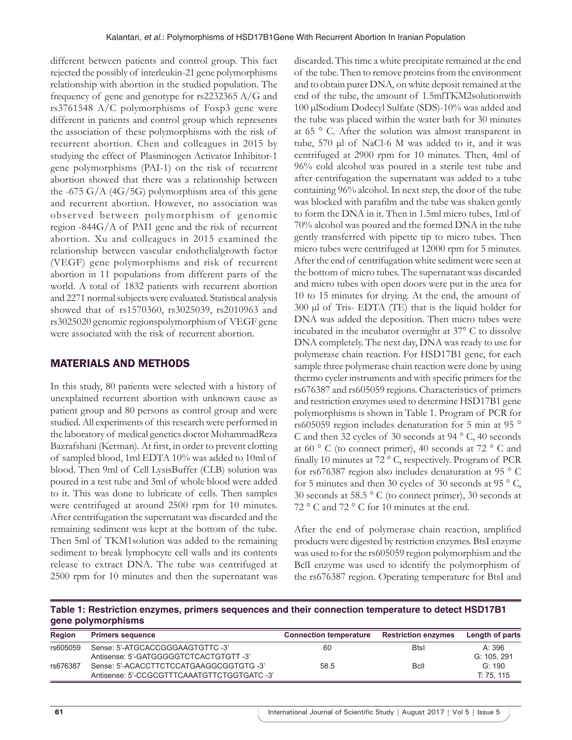different between patients and control group. This fact rejected the possibly of interleukin-21 gene polymorphisms relationship with abortion in the studied population. The frequency of gene and genotype for rs2232365 A/G and rs3761548 A/C polymorphisms of Foxp3 gene were different in patients and control group which represents the association of these polymorphisms with the risk of recurrent abortion. Chen and colleagues in 2015 by studying the effect of Plasminogen Activator Inhibitor-1 gene polymorphisms (PAI-1) on the risk of recurrent abortion showed that there was a relationship between the -675 G/A (4G/5G) polymorphism area of this gene and recurrent abortion. However, no association was observed between polymorphism of genomic region -844G/A of PAI1 gene and the risk of recurrent abortion. Xu and colleagues in 2015 examined the relationship between vascular endothelialgrowth factor (VEGF) gene polymorphisms and risk of recurrent abortion in 11 populations from different parts of the world. A total of 1832 patients with recurrent abortion and 2271 normal subjects were evaluated. Statistical analysis showed that of rs1570360, rs3025039, rs2010963 and rs3025020 genomic regionspolymorphism of VEGF gene were associated with the risk of recurrent abortion.

## MATERIALS AND METHODS

In this study, 80 patients were selected with a history of unexplained recurrent abortion with unknown cause as patient group and 80 persons as control group and were studied. All experiments of this research were performed in the laboratory of medical genetics doctor MohammadReza Bazrafshani (Kerman). At first, in order to prevent clotting of sampled blood, 1ml EDTA 10% was added to 10ml of blood. Then 9ml of Cell LysisBuffer (CLB) solution was poured in a test tube and 3ml of whole blood were added to it. This was done to lubricate of cells. Then samples were centrifuged at around 2500 rpm for 10 minutes. After centrifugation the supernatant was discarded and the remaining sediment was kept at the bottom of the tube. Then 5ml of TKM1solution was added to the remaining sediment to break lymphocyte cell walls and its contents release to extract DNA. The tube was centrifuged at 2500 rpm for 10 minutes and then the supernatant was discarded. This time a white precipitate remained at the end of the tube. Then to remove proteins from the environment and to obtain purer DNA, on white deposit remained at the end of the tube, the amount of 1.5mlTKM2solutionwith 100 μlSodium Dodecyl Sulfate (SDS)-10% was added and the tube was placed within the water bath for 30 minutes at 65 ° C. After the solution was almost transparent in tube, 570 μl of NaCl-6 M was added to it, and it was centrifuged at 2900 rpm for 10 minutes. Then, 4ml of 96% cold alcohol was poured in a sterile test tube and after centrifugation the supernatant was added to a tube containing 96% alcohol. In next step, the door of the tube was blocked with parafilm and the tube was shaken gently to form the DNA in it. Then in 1.5ml micro tubes, 1ml of 70% alcohol was poured and the formed DNA in the tube gently transferred with pipette tip to micro tubes. Then micro tubes were centrifuged at 12000 rpm for 5 minutes. After the end of centrifugation white sediment were seen at the bottom of micro tubes. The supernatant was discarded and micro tubes with open doors were put in the area for 10 to 15 minutes for drying. At the end, the amount of 300 μl of Tris- EDTA (TE) that is the liquid holder for DNA was added the deposition. Then micro tubes were incubated in the incubator overnight at 37° C to dissolve DNA completely. The next day, DNA was ready to use for polymerase chain reaction. For HSD17B1 gene, for each sample three polymerase chain reaction were done by using thermo cycler instruments and with specific primers for the rs676387 and rs605059 regions. Characteristics of primers and restriction enzymes used to determine HSD17B1 gene polymorphisms is shown in Table 1. Program of PCR for rs605059 region includes denaturation for 5 min at 95 ° C and then 32 cycles of 30 seconds at 94 ° C, 40 seconds at 60 ° C (to connect primer), 40 seconds at 72 ° C and finally 10 minutes at 72 ° C, respectively. Program of PCR for rs676387 region also includes denaturation at 95 ° C for 5 minutes and then 30 cycles of 30 seconds at 95 ° C, 30 seconds at 58.5 ° C (to connect primer), 30 seconds at 72 ° C and 72 ° C for 10 minutes at the end.

After the end of polymerase chain reaction, amplified products were digested by restriction enzymes. BtsI enzyme was used to for the rs605059 region polymorphism and the BclI enzyme was used to identify the polymorphism of the rs676387 region. Operating temperature for BtsI and

**Table 1: Restriction enzymes, primers sequences and their connection temperature to detect HSD17B1 gene polymorphisms**

| Region | Primers sequence | Connection temperature | Restriction enzymes | Length of parts |
|---|---|---|---|---|
| rs605059 | Sense: 5'-ATGCACCGGGAAGTGTTC -3'<br>Antisense: 5'-GATGGGGGTCTCACTGTGTT -3' | 60 | BtsI | A: 396<br>G: 105, 291 |
| rs676387 | Sense: 5'-ACACCTTCTCCATGAAGGCGGTGTG -3'<br>Antisense: 5'-CCGCGTTTCAAATGTTCTGGTGATC -3' | 58.5 | BclI | G: 190<br>T: 75, 115 |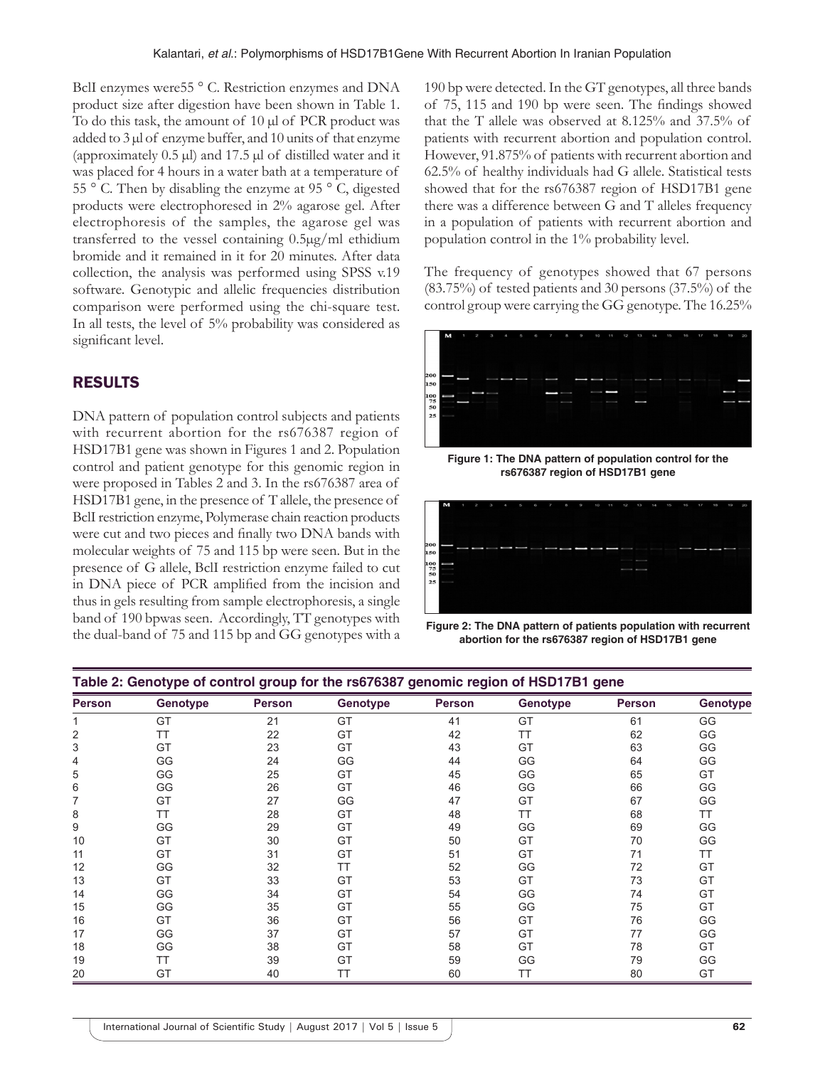BclI enzymes were55 ° C. Restriction enzymes and DNA product size after digestion have been shown in Table 1. To do this task, the amount of 10 μl of PCR product was added to 3 μl of enzyme buffer, and 10 units of that enzyme (approximately 0.5 μl) and 17.5 μl of distilled water and it was placed for 4 hours in a water bath at a temperature of 55 ° C. Then by disabling the enzyme at 95 ° C, digested products were electrophoresed in 2% agarose gel. After electrophoresis of the samples, the agarose gel was transferred to the vessel containing 0.5μg/ml ethidium bromide and it remained in it for 20 minutes. After data collection, the analysis was performed using SPSS v.19 software. Genotypic and allelic frequencies distribution comparison were performed using the chi-square test. In all tests, the level of 5% probability was considered as significant level.

## RESULTS

DNA pattern of population control subjects and patients with recurrent abortion for the rs676387 region of HSD17B1 gene was shown in Figures 1 and 2. Population control and patient genotype for this genomic region in were proposed in Tables 2 and 3. In the rs676387 area of HSD17B1 gene, in the presence of T allele, the presence of BclI restriction enzyme, Polymerase chain reaction products were cut and two pieces and finally two DNA bands with molecular weights of 75 and 115 bp were seen. But in the presence of G allele, BclI restriction enzyme failed to cut in DNA piece of PCR amplified from the incision and thus in gels resulting from sample electrophoresis, a single band of 190 bpwas seen. Accordingly, TT genotypes with the dual-band of 75 and 115 bp and GG genotypes with a 190 bp were detected. In the GT genotypes, all three bands of 75, 115 and 190 bp were seen. The findings showed that the T allele was observed at 8.125% and 37.5% of patients with recurrent abortion and population control. However, 91.875% of patients with recurrent abortion and 62.5% of healthy individuals had G allele. Statistical tests showed that for the rs676387 region of HSD17B1 gene there was a difference between G and T alleles frequency in a population of patients with recurrent abortion and population control in the 1% probability level.

The frequency of genotypes showed that 67 persons (83.75%) of tested patients and 30 persons (37.5%) of the control group were carrying the GG genotype. The 16.25%

**Figure 1: The DNA pattern of population control for the rs676387 region of HSD17B1 gene**

**Figure 2: The DNA pattern of patients population with recurrent abortion for the rs676387 region of HSD17B1 gene**

**Table 2: Genotype of control group for the rs676387 genomic region of HSD17B1 gene**

| Person | Genotype | Person | Genotype | Person | Genotype | Person | Genotype |
|---|---|---|---|---|---|---|---|
| 1 | GT | 21 | GT | 41 | GT | 61 | GG |
| 2 | TT | 22 | GT | 42 | TT | 62 | GG |
| 3 | GT | 23 | GT | 43 | GT | 63 | GG |
| 4 | GG | 24 | GG | 44 | GG | 64 | GG |
| 5 | GG | 25 | GT | 45 | GG | 65 | GT |
| 6 | GG | 26 | GT | 46 | GG | 66 | GG |
| 7 | GT | 27 | GG | 47 | GT | 67 | GG |
| 8 | TT | 28 | GT | 48 | TT | 68 | TT |
| 9 | GG | 29 | GT | 49 | GG | 69 | GG |
| 10 | GT | 30 | GT | 50 | GT | 70 | GG |
| 11 | GT | 31 | GT | 51 | GT | 71 | TT |
| 12 | GG | 32 | TT | 52 | GG | 72 | GT |
| 13 | GT | 33 | GT | 53 | GT | 73 | GT |
| 14 | GG | 34 | GT | 54 | GG | 74 | GT |
| 15 | GG | 35 | GT | 55 | GG | 75 | GT |
| 16 | GT | 36 | GT | 56 | GT | 76 | GG |
| 17 | GG | 37 | GT | 57 | GT | 77 | GG |
| 18 | GG | 38 | GT | 58 | GT | 78 | GT |
| 19 | TT | 39 | GT | 59 | GG | 79 | GG |
| 20 | GT | 40 | TT | 60 | TT | 80 | GT |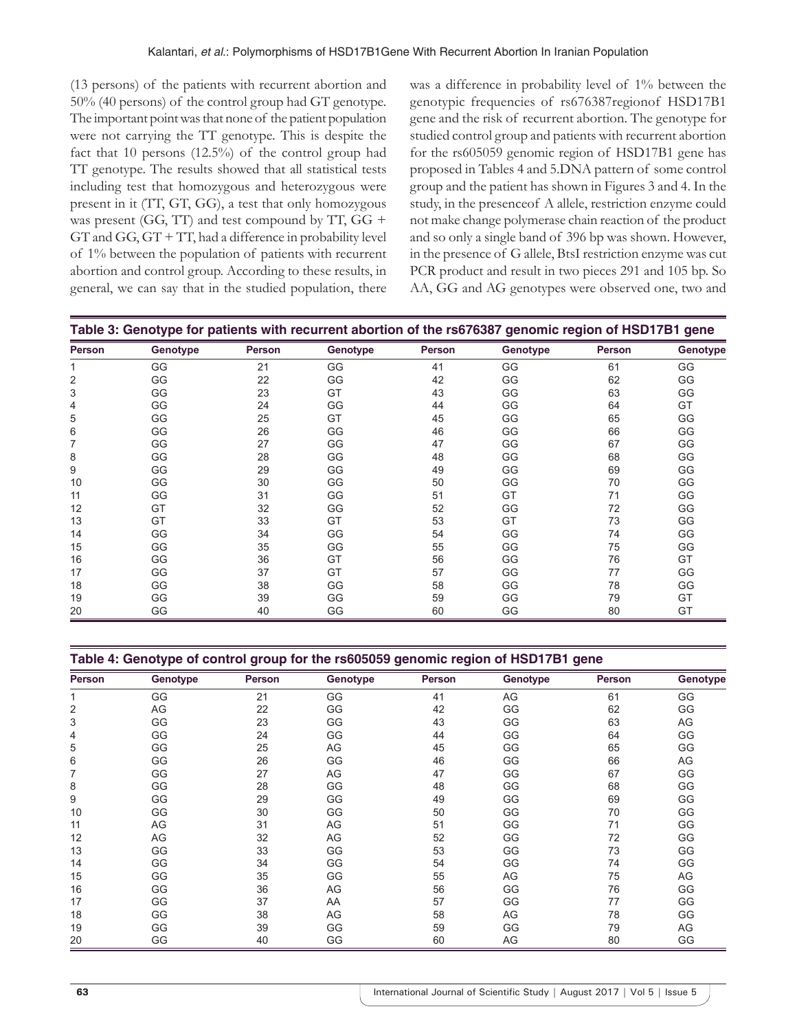(13 persons) of the patients with recurrent abortion and 50% (40 persons) of the control group had GT genotype. The important point was that none of the patient population were not carrying the TT genotype. This is despite the fact that 10 persons (12.5%) of the control group had TT genotype. The results showed that all statistical tests including test that homozygous and heterozygous were present in it (TT, GT, GG), a test that only homozygous was present (GG, TT) and test compound by TT, GG + GT and GG, GT + TT, had a difference in probability level of 1% between the population of patients with recurrent abortion and control group. According to these results, in general, we can say that in the studied population, there was a difference in probability level of 1% between the genotypic frequencies of rs676387regionof HSD17B1 gene and the risk of recurrent abortion. The genotype for studied control group and patients with recurrent abortion for the rs605059 genomic region of HSD17B1 gene has proposed in Tables 4 and 5.DNA pattern of some control group and the patient has shown in Figures 3 and 4. In the study, in the presenceof A allele, restriction enzyme could not make change polymerase chain reaction of the product and so only a single band of 396 bp was shown. However, in the presence of G allele, BtsI restriction enzyme was cut PCR product and result in two pieces 291 and 105 bp. So AA, GG and AG genotypes were observed one, two and

**Table 3: Genotype for patients with recurrent abortion of the rs676387 genomic region of HSD17B1 gene**

| Person | Genotype | Person | Genotype | Person | Genotype | Person | Genotype |
|---|---|---|---|---|---|---|---|
| 1 | GG | 21 | GG | 41 | GG | 61 | GG |
| 2 | GG | 22 | GG | 42 | GG | 62 | GG |
| 3 | GG | 23 | GT | 43 | GG | 63 | GG |
| 4 | GG | 24 | GG | 44 | GG | 64 | GT |
| 5 | GG | 25 | GT | 45 | GG | 65 | GG |
| 6 | GG | 26 | GG | 46 | GG | 66 | GG |
| 7 | GG | 27 | GG | 47 | GG | 67 | GG |
| 8 | GG | 28 | GG | 48 | GG | 68 | GG |
| 9 | GG | 29 | GG | 49 | GG | 69 | GG |
| 10 | GG | 30 | GG | 50 | GG | 70 | GG |
| 11 | GG | 31 | GG | 51 | GT | 71 | GG |
| 12 | GT | 32 | GG | 52 | GG | 72 | GG |
| 13 | GT | 33 | GT | 53 | GT | 73 | GG |
| 14 | GG | 34 | GG | 54 | GG | 74 | GG |
| 15 | GG | 35 | GG | 55 | GG | 75 | GG |
| 16 | GG | 36 | GT | 56 | GG | 76 | GT |
| 17 | GG | 37 | GT | 57 | GG | 77 | GG |
| 18 | GG | 38 | GG | 58 | GG | 78 | GG |
| 19 | GG | 39 | GG | 59 | GG | 79 | GT |
| 20 | GG | 40 | GG | 60 | GG | 80 | GT |

**Table 4: Genotype of control group for the rs605059 genomic region of HSD17B1 gene**

| Person | Genotype | Person | Genotype | Person | Genotype | Person | Genotype |
|---|---|---|---|---|---|---|---|
| 1 | GG | 21 | GG | 41 | AG | 61 | GG |
| 2 | AG | 22 | GG | 42 | GG | 62 | GG |
| 3 | GG | 23 | GG | 43 | GG | 63 | AG |
| 4 | GG | 24 | GG | 44 | GG | 64 | GG |
| 5 | GG | 25 | AG | 45 | GG | 65 | GG |
| 6 | GG | 26 | GG | 46 | GG | 66 | AG |
| 7 | GG | 27 | AG | 47 | GG | 67 | GG |
| 8 | GG | 28 | GG | 48 | GG | 68 | GG |
| 9 | GG | 29 | GG | 49 | GG | 69 | GG |
| 10 | GG | 30 | GG | 50 | GG | 70 | GG |
| 11 | AG | 31 | AG | 51 | GG | 71 | GG |
| 12 | AG | 32 | AG | 52 | GG | 72 | GG |
| 13 | GG | 33 | GG | 53 | GG | 73 | GG |
| 14 | GG | 34 | GG | 54 | GG | 74 | GG |
| 15 | GG | 35 | GG | 55 | AG | 75 | AG |
| 16 | GG | 36 | AG | 56 | GG | 76 | GG |
| 17 | GG | 37 | AA | 57 | GG | 77 | GG |
| 18 | GG | 38 | AG | 58 | AG | 78 | GG |
| 19 | GG | 39 | GG | 59 | GG | 79 | AG |
| 20 | GG | 40 | GG | 60 | AG | 80 | GG |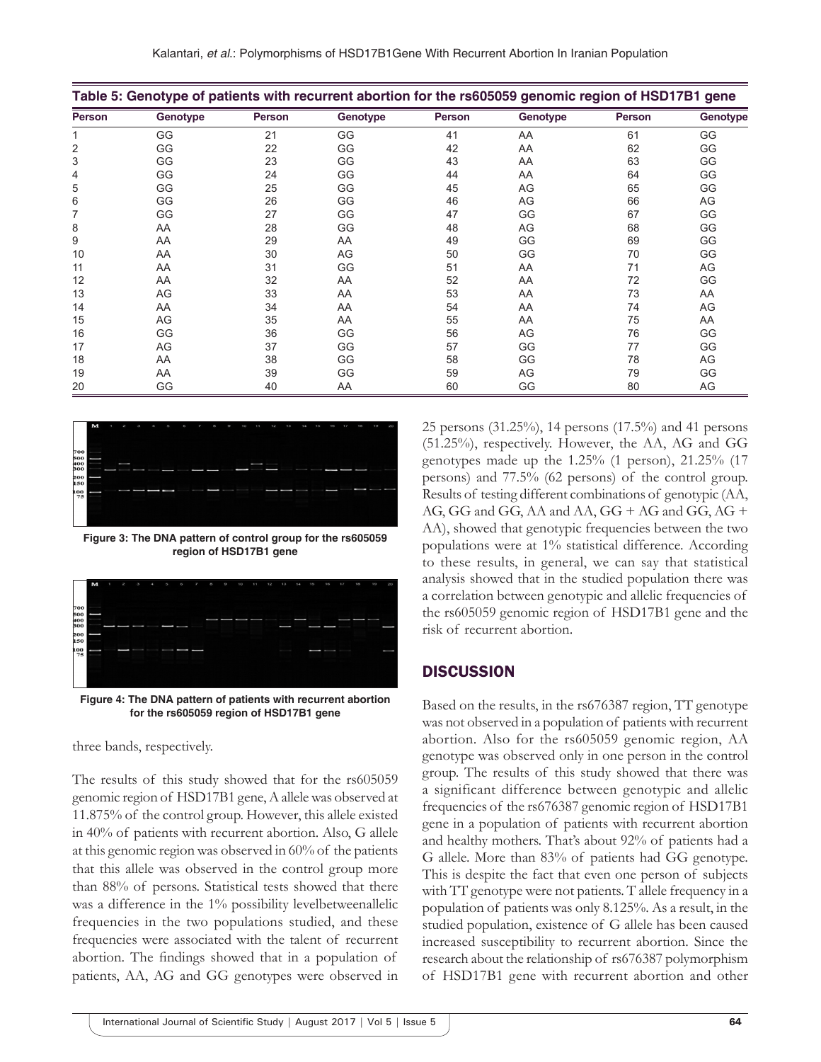**Table 5: Genotype of patients with recurrent abortion for the rs605059 genomic region of HSD17B1 gene**

| Person | Genotype | Person | Genotype | Person | Genotype | Person | Genotype |
|---|---|---|---|---|---|---|---|
| 1 | GG | 21 | GG | 41 | AA | 61 | GG |
| 2 | GG | 22 | GG | 42 | AA | 62 | GG |
| 3 | GG | 23 | GG | 43 | AA | 63 | GG |
| 4 | GG | 24 | GG | 44 | AA | 64 | GG |
| 5 | GG | 25 | GG | 45 | AG | 65 | GG |
| 6 | GG | 26 | GG | 46 | AG | 66 | AG |
| 7 | GG | 27 | GG | 47 | GG | 67 | GG |
| 8 | AA | 28 | GG | 48 | AG | 68 | GG |
| 9 | AA | 29 | AA | 49 | GG | 69 | GG |
| 10 | AA | 30 | AG | 50 | GG | 70 | GG |
| 11 | AA | 31 | GG | 51 | AA | 71 | AG |
| 12 | AA | 32 | AA | 52 | AA | 72 | GG |
| 13 | AG | 33 | AA | 53 | AA | 73 | AA |
| 14 | AA | 34 | AA | 54 | AA | 74 | AG |
| 15 | AG | 35 | AA | 55 | AA | 75 | AA |
| 16 | GG | 36 | GG | 56 | AG | 76 | GG |
| 17 | AG | 37 | GG | 57 | GG | 77 | GG |
| 18 | AA | 38 | GG | 58 | GG | 78 | AG |
| 19 | AA | 39 | GG | 59 | AG | 79 | GG |
| 20 | GG | 40 | AA | 60 | GG | 80 | AG |

**Figure 3: The DNA pattern of control group for the rs605059 region of HSD17B1 gene**

**Figure 4: The DNA pattern of patients with recurrent abortion for the rs605059 region of HSD17B1 gene**

three bands, respectively.

The results of this study showed that for the rs605059 genomic region of HSD17B1 gene, A allele was observed at 11.875% of the control group. However, this allele existed in 40% of patients with recurrent abortion. Also, G allele at this genomic region was observed in 60% of the patients that this allele was observed in the control group more than 88% of persons. Statistical tests showed that there was a difference in the 1% possibility levelbetweenallelic frequencies in the two populations studied, and these frequencies were associated with the talent of recurrent abortion. The findings showed that in a population of patients, AA, AG and GG genotypes were observed in 25 persons (31.25%), 14 persons (17.5%) and 41 persons (51.25%), respectively. However, the AA, AG and GG genotypes made up the 1.25% (1 person), 21.25% (17 persons) and 77.5% (62 persons) of the control group. Results of testing different combinations of genotypic (AA, AG, GG and GG, AA and AA, GG + AG and GG, AG + AA), showed that genotypic frequencies between the two populations were at 1% statistical difference. According to these results, in general, we can say that statistical analysis showed that in the studied population there was a correlation between genotypic and allelic frequencies of the rs605059 genomic region of HSD17B1 gene and the risk of recurrent abortion.

## DISCUSSION

Based on the results, in the rs676387 region, TT genotype was not observed in a population of patients with recurrent abortion. Also for the rs605059 genomic region, AA genotype was observed only in one person in the control group. The results of this study showed that there was a significant difference between genotypic and allelic frequencies of the rs676387 genomic region of HSD17B1 gene in a population of patients with recurrent abortion and healthy mothers. That's about 92% of patients had a G allele. More than 83% of patients had GG genotype. This is despite the fact that even one person of subjects with TT genotype were not patients. T allele frequency in a population of patients was only 8.125%. As a result, in the studied population, existence of G allele has been caused increased susceptibility to recurrent abortion. Since the research about the relationship of rs676387 polymorphism of HSD17B1 gene with recurrent abortion and other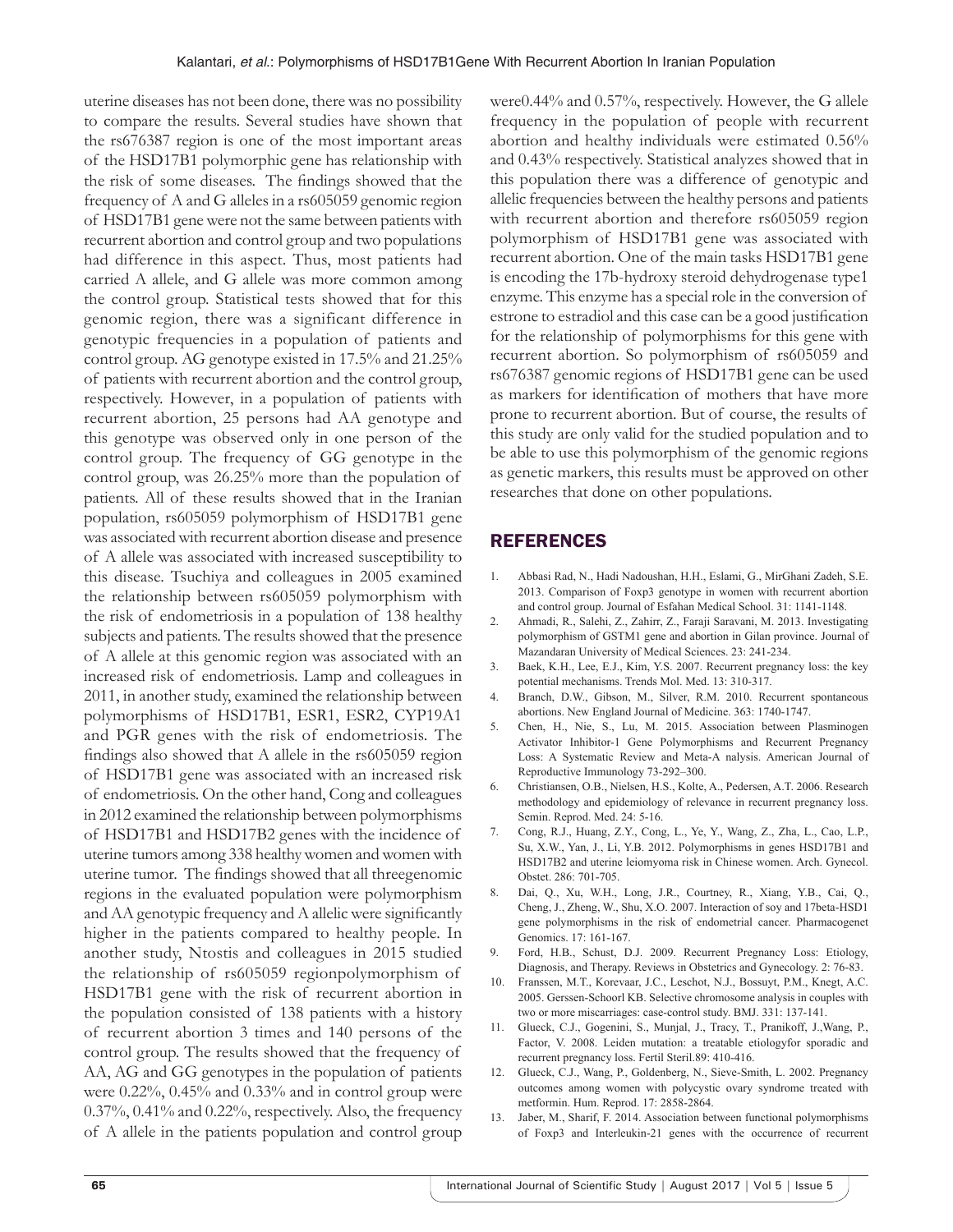uterine diseases has not been done, there was no possibility to compare the results. Several studies have shown that the rs676387 region is one of the most important areas of the HSD17B1 polymorphic gene has relationship with the risk of some diseases. The findings showed that the frequency of A and G alleles in a rs605059 genomic region of HSD17B1 gene were not the same between patients with recurrent abortion and control group and two populations had difference in this aspect. Thus, most patients had carried A allele, and G allele was more common among the control group. Statistical tests showed that for this genomic region, there was a significant difference in genotypic frequencies in a population of patients and control group. AG genotype existed in 17.5% and 21.25% of patients with recurrent abortion and the control group, respectively. However, in a population of patients with recurrent abortion, 25 persons had AA genotype and this genotype was observed only in one person of the control group. The frequency of GG genotype in the control group, was 26.25% more than the population of patients. All of these results showed that in the Iranian population, rs605059 polymorphism of HSD17B1 gene was associated with recurrent abortion disease and presence of A allele was associated with increased susceptibility to this disease. Tsuchiya and colleagues in 2005 examined the relationship between rs605059 polymorphism with the risk of endometriosis in a population of 138 healthy subjects and patients. The results showed that the presence of A allele at this genomic region was associated with an increased risk of endometriosis. Lamp and colleagues in 2011, in another study, examined the relationship between polymorphisms of HSD17B1, ESR1, ESR2, CYP19A1 and PGR genes with the risk of endometriosis. The findings also showed that A allele in the rs605059 region of HSD17B1 gene was associated with an increased risk of endometriosis. On the other hand, Cong and colleagues in 2012 examined the relationship between polymorphisms of HSD17B1 and HSD17B2 genes with the incidence of uterine tumors among 338 healthy women and women with uterine tumor. The findings showed that all threegenomic regions in the evaluated population were polymorphism and AA genotypic frequency and A allelic were significantly higher in the patients compared to healthy people. In another study, Ntostis and colleagues in 2015 studied the relationship of rs605059 regionpolymorphism of HSD17B1 gene with the risk of recurrent abortion in the population consisted of 138 patients with a history of recurrent abortion 3 times and 140 persons of the control group. The results showed that the frequency of AA, AG and GG genotypes in the population of patients were 0.22%, 0.45% and 0.33% and in control group were 0.37%, 0.41% and 0.22%, respectively. Also, the frequency of A allele in the patients population and control group were0.44% and 0.57%, respectively. However, the G allele frequency in the population of people with recurrent abortion and healthy individuals were estimated 0.56% and 0.43% respectively. Statistical analyzes showed that in this population there was a difference of genotypic and allelic frequencies between the healthy persons and patients with recurrent abortion and therefore rs605059 region polymorphism of HSD17B1 gene was associated with recurrent abortion. One of the main tasks HSD17B1 gene is encoding the 17b-hydroxy steroid dehydrogenase type1 enzyme. This enzyme has a special role in the conversion of estrone to estradiol and this case can be a good justification for the relationship of polymorphisms for this gene with recurrent abortion. So polymorphism of rs605059 and rs676387 genomic regions of HSD17B1 gene can be used as markers for identification of mothers that have more prone to recurrent abortion. But of course, the results of this study are only valid for the studied population and to be able to use this polymorphism of the genomic regions as genetic markers, this results must be approved on other researches that done on other populations.

## REFERENCES

1. Abbasi Rad, N., Hadi Nadoushan, H.H., Eslami, G., MirGhani Zadeh, S.E. 2013. Comparison of Foxp3 genotype in women with recurrent abortion and control group. Journal of Esfahan Medical School. 31: 1141-1148.
2. Ahmadi, R., Salehi, Z., Zahirr, Z., Faraji Saravani, M. 2013. Investigating polymorphism of GSTM1 gene and abortion in Gilan province. Journal of Mazandaran University of Medical Sciences. 23: 241-234.
3. Baek, K.H., Lee, E.J., Kim, Y.S. 2007. Recurrent pregnancy loss: the key potential mechanisms. Trends Mol. Med. 13: 310-317.
4. Branch, D.W., Gibson, M., Silver, R.M. 2010. Recurrent spontaneous abortions. New England Journal of Medicine. 363: 1740-1747.
5. Chen, H., Nie, S., Lu, M. 2015. Association between Plasminogen Activator Inhibitor-1 Gene Polymorphisms and Recurrent Pregnancy Loss: A Systematic Review and Meta-A nalysis. American Journal of Reproductive Immunology 73-292–300.
6. Christiansen, O.B., Nielsen, H.S., Kolte, A., Pedersen, A.T. 2006. Research methodology and epidemiology of relevance in recurrent pregnancy loss. Semin. Reprod. Med. 24: 5-16.
7. Cong, R.J., Huang, Z.Y., Cong, L., Ye, Y., Wang, Z., Zha, L., Cao, L.P., Su, X.W., Yan, J., Li, Y.B. 2012. Polymorphisms in genes HSD17B1 and HSD17B2 and uterine leiomyoma risk in Chinese women. Arch. Gynecol. Obstet. 286: 701-705.
8. Dai, Q., Xu, W.H., Long, J.R., Courtney, R., Xiang, Y.B., Cai, Q., Cheng, J., Zheng, W., Shu, X.O. 2007. Interaction of soy and 17beta-HSD1 gene polymorphisms in the risk of endometrial cancer. Pharmacogenet Genomics. 17: 161-167.
9. Ford, H.B., Schust, D.J. 2009. Recurrent Pregnancy Loss: Etiology, Diagnosis, and Therapy. Reviews in Obstetrics and Gynecology. 2: 76-83.
10. Franssen, M.T., Korevaar, J.C., Leschot, N.J., Bossuyt, P.M., Knegt, A.C. 2005. Gerssen-Schoorl KB. Selective chromosome analysis in couples with two or more miscarriages: case-control study. BMJ. 331: 137-141.
11. Glueck, C.J., Gogenini, S., Munjal, J., Tracy, T., Pranikoff, J.,Wang, P., Factor, V. 2008. Leiden mutation: a treatable etiologyfor sporadic and recurrent pregnancy loss. Fertil Steril.89: 410-416.
12. Glueck, C.J., Wang, P., Goldenberg, N., Sieve-Smith, L. 2002. Pregnancy outcomes among women with polycystic ovary syndrome treated with metformin. Hum. Reprod. 17: 2858-2864.
13. Jaber, M., Sharif, F. 2014. Association between functional polymorphisms of Foxp3 and Interleukin-21 genes with the occurrence of recurrent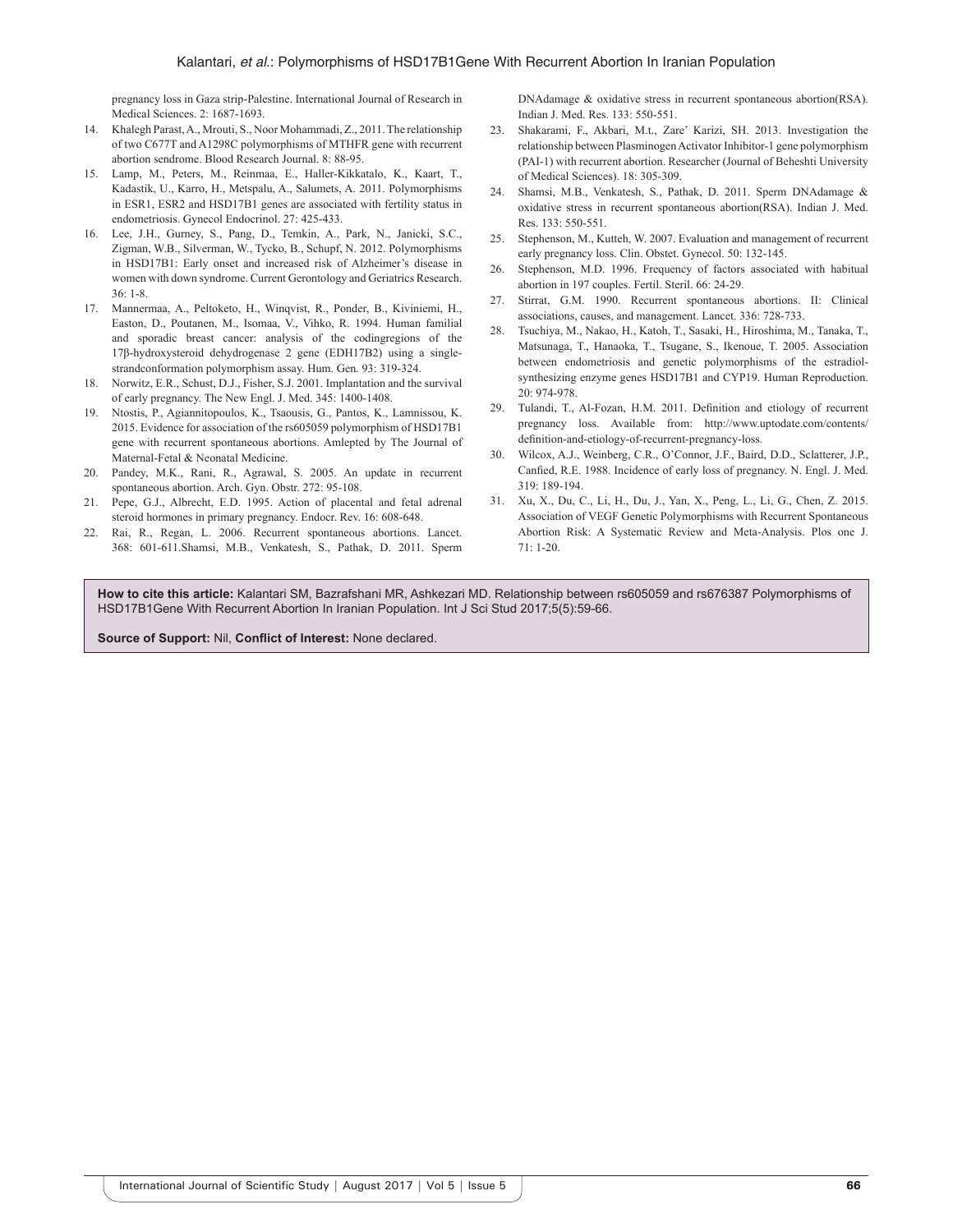pregnancy loss in Gaza strip-Palestine. International Journal of Research in Medical Sciences. 2: 1687-1693.

14. Khalegh Parast, A., Mrouti, S., Noor Mohammadi, Z., 2011. The relationship of two C677T and A1298C polymorphisms of MTHFR gene with recurrent abortion sendrome. Blood Research Journal. 8: 88-95.
15. Lamp, M., Peters, M., Reinmaa, E., Haller-Kikkatalo, K., Kaart, T., Kadastik, U., Karro, H., Metspalu, A., Salumets, A. 2011. Polymorphisms in ESR1, ESR2 and HSD17B1 genes are associated with fertility status in endometriosis. Gynecol Endocrinol. 27: 425-433.
16. Lee, J.H., Gurney, S., Pang, D., Temkin, A., Park, N., Janicki, S.C., Zigman, W.B., Silverman, W., Tycko, B., Schupf, N. 2012. Polymorphisms in HSD17B1: Early onset and increased risk of Alzheimer's disease in women with down syndrome. Current Gerontology and Geriatrics Research. 36: 1-8.
17. Mannermaa, A., Peltoketo, H., Winqvist, R., Ponder, B., Kiviniemi, H., Easton, D., Poutanen, M., Isomaa, V., Vihko, R. 1994. Human familial and sporadic breast cancer: analysis of the codingregions of the 17β-hydroxysteroid dehydrogenase 2 gene (EDH17B2) using a single-strandconformation polymorphism assay. Hum. Gen. 93: 319-324.
18. Norwitz, E.R., Schust, D.J., Fisher, S.J. 2001. Implantation and the survival of early pregnancy. The New Engl. J. Med. 345: 1400-1408.
19. Ntostis, P., Agiannitopoulos, K., Tsaousis, G., Pantos, K., Lamnissou, K. 2015. Evidence for association of the rs605059 polymorphism of HSD17B1 gene with recurrent spontaneous abortions. Amlepted by The Journal of Maternal-Fetal & Neonatal Medicine.
20. Pandey, M.K., Rani, R., Agrawal, S. 2005. An update in recurrent spontaneous abortion. Arch. Gyn. Obstr. 272: 95-108.
21. Pepe, G.J., Albrecht, E.D. 1995. Action of placental and fetal adrenal steroid hormones in primary pregnancy. Endocr. Rev. 16: 608-648.
22. Rai, R., Regan, L. 2006. Recurrent spontaneous abortions. Lancet. 368: 601-611.Shamsi, M.B., Venkatesh, S., Pathak, D. 2011. Sperm DNAdamage & oxidative stress in recurrent spontaneous abortion(RSA). Indian J. Med. Res. 133: 550-551.
23. Shakarami, F., Akbari, M.t., Zare' Karizi, SH. 2013. Investigation the relationship between Plasminogen Activator Inhibitor-1 gene polymorphism (PAI-1) with recurrent abortion. Researcher (Journal of Beheshti University of Medical Sciences). 18: 305-309.
24. Shamsi, M.B., Venkatesh, S., Pathak, D. 2011. Sperm DNAdamage & oxidative stress in recurrent spontaneous abortion(RSA). Indian J. Med. Res. 133: 550-551.
25. Stephenson, M., Kutteh, W. 2007. Evaluation and management of recurrent early pregnancy loss. Clin. Obstet. Gynecol. 50: 132-145.
26. Stephenson, M.D. 1996. Frequency of factors associated with habitual abortion in 197 couples. Fertil. Steril. 66: 24-29.
27. Stirrat, G.M. 1990. Recurrent spontaneous abortions. II: Clinical associations, causes, and management. Lancet. 336: 728-733.
28. Tsuchiya, M., Nakao, H., Katoh, T., Sasaki, H., Hiroshima, M., Tanaka, T., Matsunaga, T., Hanaoka, T., Tsugane, S., Ikenoue, T. 2005. Association between endometriosis and genetic polymorphisms of the estradiol-synthesizing enzyme genes HSD17B1 and CYP19. Human Reproduction. 20: 974-978.
29. Tulandi, T., Al-Fozan, H.M. 2011. Definition and etiology of recurrent pregnancy loss. Available from: http://www.uptodate.com/contents/definition-and-etiology-of-recurrent-pregnancy-loss.
30. Wilcox, A.J., Weinberg, C.R., O'Connor, J.F., Baird, D.D., Sclatterer, J.P., Canfied, R.E. 1988. Incidence of early loss of pregnancy. N. Engl. J. Med. 319: 189-194.
31. Xu, X., Du, C., Li, H., Du, J., Yan, X., Peng, L., Li, G., Chen, Z. 2015. Association of VEGF Genetic Polymorphisms with Recurrent Spontaneous Abortion Risk: A Systematic Review and Meta-Analysis. Plos one J. 71: 1-20.

**How to cite this article:** Kalantari SM, Bazrafshani MR, Ashkezari MD. Relationship between rs605059 and rs676387 Polymorphisms of HSD17B1Gene With Recurrent Abortion In Iranian Population. Int J Sci Stud 2017;5(5):59-66.

**Source of Support:** Nil, **Conflict of Interest:** None declared.